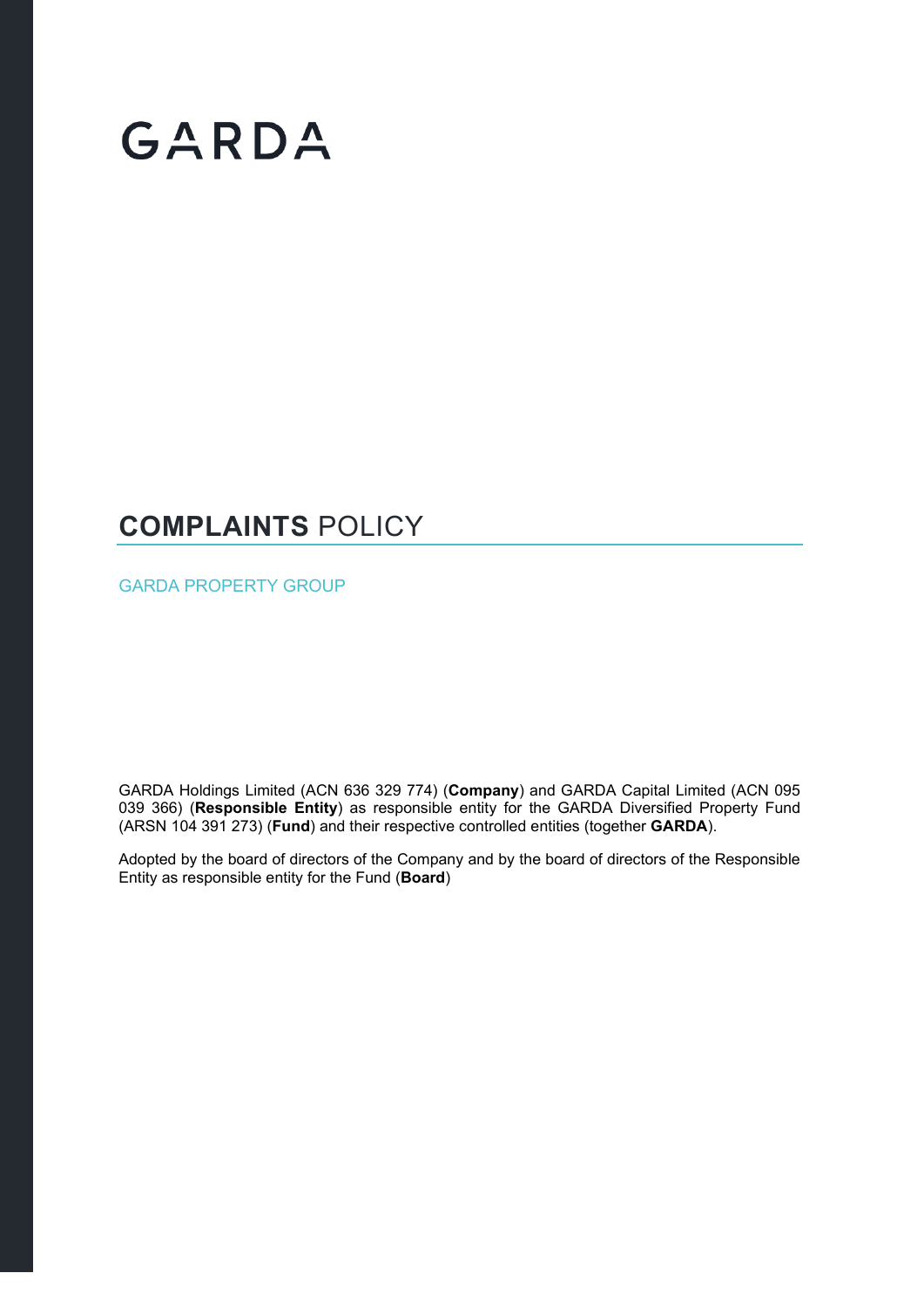# GARDA

# **COMPLAINTS** POLICY

GARDA PROPERTY GROUP

GARDA Holdings Limited (ACN 636 329 774) (**Company**) and GARDA Capital Limited (ACN 095 039 366) (**Responsible Entity**) as responsible entity for the GARDA Diversified Property Fund (ARSN 104 391 273) (**Fund**) and their respective controlled entities (together **GARDA**).

Adopted by the board of directors of the Company and by the board of directors of the Responsible Entity as responsible entity for the Fund (**Board**)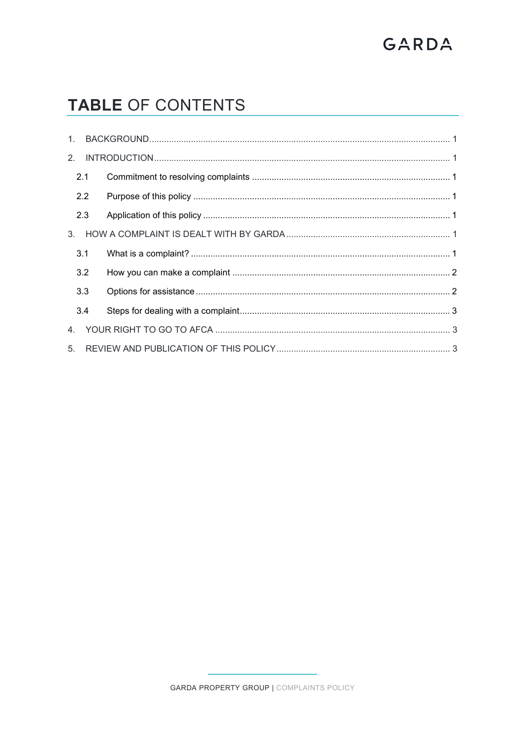# TABLE OF CONTENTS

1. BACKGROUND ........ 1
2. INTRODUCTION ........ 1
   - 2.1 Commitment to resolving complaints ........ 1
   - 2.2 Purpose of this policy ........ 1
   - 2.3 Application of this policy ........ 1
3. HOW A COMPLAINT IS DEALT WITH BY GARDA ........ 1
   - 3.1 What is a complaint? ........ 1
   - 3.2 How you can make a complaint ........ 2
   - 3.3 Options for assistance ........ 2
   - 3.4 Steps for dealing with a complaint ........ 3
4. YOUR RIGHT TO GO TO AFCA ........ 3
5. REVIEW AND PUBLICATION OF THIS POLICY ........ 3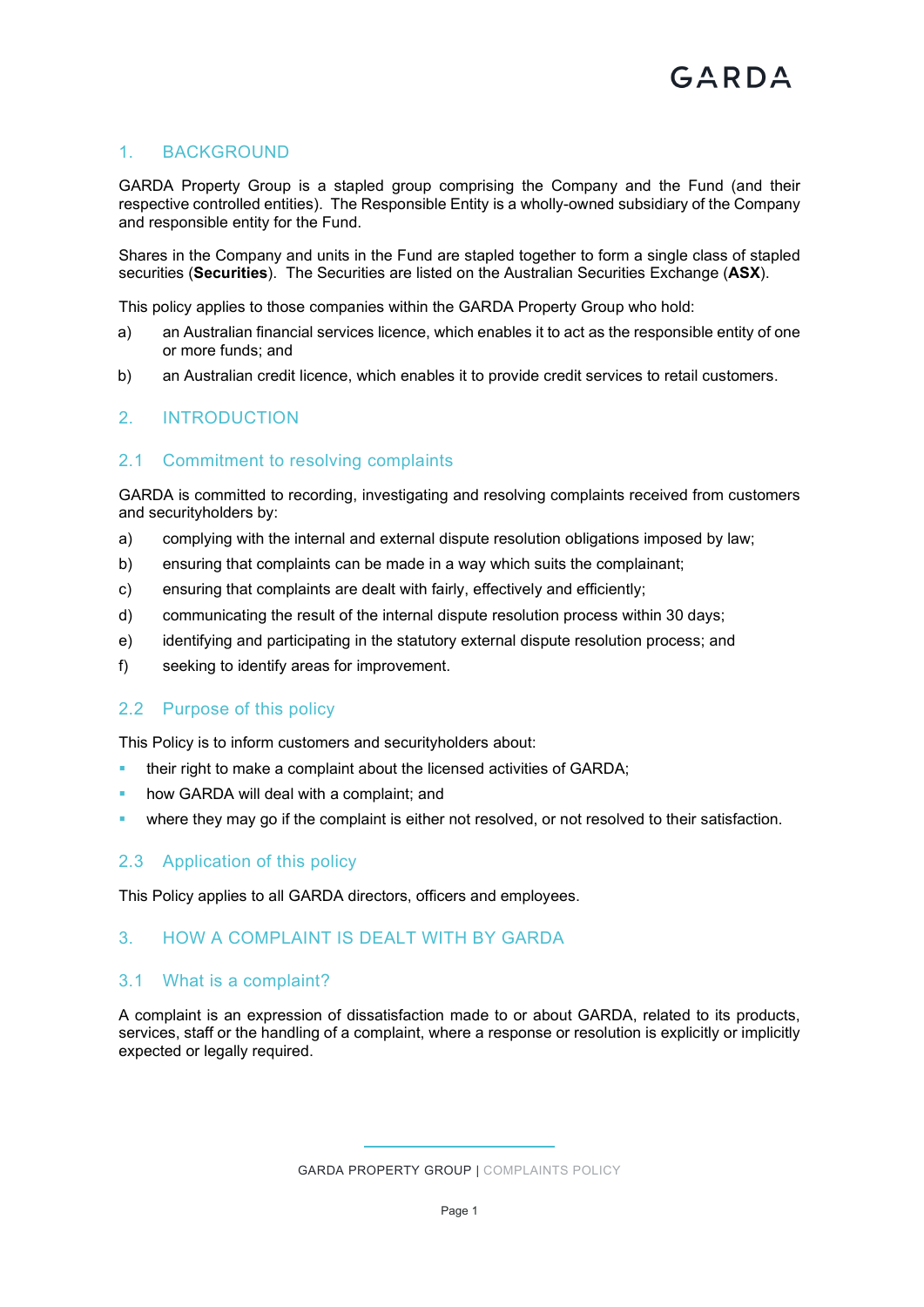## 1. BACKGROUND

GARDA Property Group is a stapled group comprising the Company and the Fund (and their respective controlled entities). The Responsible Entity is a wholly-owned subsidiary of the Company and responsible entity for the Fund.

Shares in the Company and units in the Fund are stapled together to form a single class of stapled securities (**Securities**). The Securities are listed on the Australian Securities Exchange (**ASX**).

This policy applies to those companies within the GARDA Property Group who hold:

a) an Australian financial services licence, which enables it to act as the responsible entity of one or more funds; and

b) an Australian credit licence, which enables it to provide credit services to retail customers.

## 2. INTRODUCTION

### 2.1 Commitment to resolving complaints

GARDA is committed to recording, investigating and resolving complaints received from customers and securityholders by:

a) complying with the internal and external dispute resolution obligations imposed by law;

b) ensuring that complaints can be made in a way which suits the complainant;

c) ensuring that complaints are dealt with fairly, effectively and efficiently;

d) communicating the result of the internal dispute resolution process within 30 days;

e) identifying and participating in the statutory external dispute resolution process; and

f) seeking to identify areas for improvement.

### 2.2 Purpose of this policy

This Policy is to inform customers and securityholders about:

- their right to make a complaint about the licensed activities of GARDA;
- how GARDA will deal with a complaint; and
- where they may go if the complaint is either not resolved, or not resolved to their satisfaction.

### 2.3 Application of this policy

This Policy applies to all GARDA directors, officers and employees.

## 3. HOW A COMPLAINT IS DEALT WITH BY GARDA

### 3.1 What is a complaint?

A complaint is an expression of dissatisfaction made to or about GARDA, related to its products, services, staff or the handling of a complaint, where a response or resolution is explicitly or implicitly expected or legally required.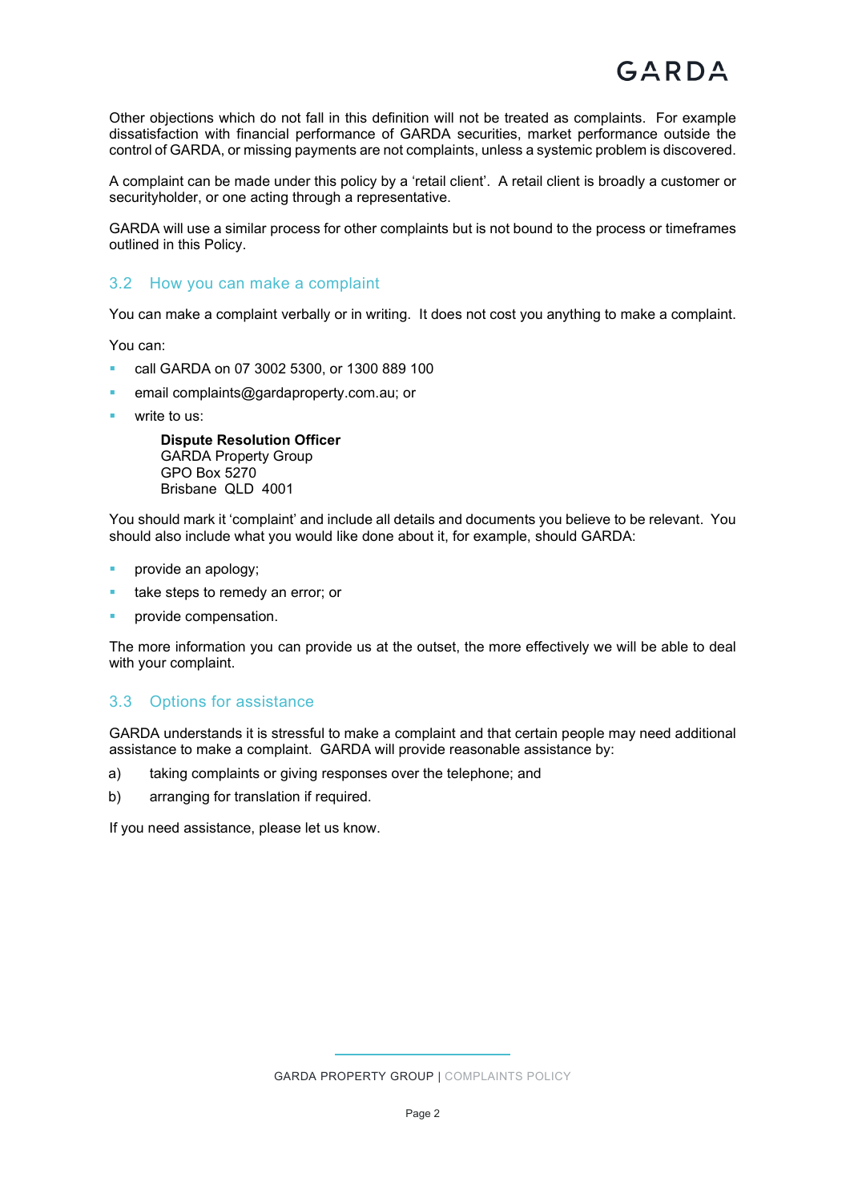Other objections which do not fall in this definition will not be treated as complaints. For example dissatisfaction with financial performance of GARDA securities, market performance outside the control of GARDA, or missing payments are not complaints, unless a systemic problem is discovered.

A complaint can be made under this policy by a 'retail client'. A retail client is broadly a customer or securityholder, or one acting through a representative.

GARDA will use a similar process for other complaints but is not bound to the process or timeframes outlined in this Policy.

## 3.2 How you can make a complaint

You can make a complaint verbally or in writing. It does not cost you anything to make a complaint.

You can:

- call GARDA on 07 3002 5300, or 1300 889 100
- email complaints@gardaproperty.com.au; or
- write to us:

  **Dispute Resolution Officer**
  GARDA Property Group
  GPO Box 5270
  Brisbane QLD 4001

You should mark it 'complaint' and include all details and documents you believe to be relevant. You should also include what you would like done about it, for example, should GARDA:

- provide an apology;
- take steps to remedy an error; or
- provide compensation.

The more information you can provide us at the outset, the more effectively we will be able to deal with your complaint.

## 3.3 Options for assistance

GARDA understands it is stressful to make a complaint and that certain people may need additional assistance to make a complaint. GARDA will provide reasonable assistance by:

a) taking complaints or giving responses over the telephone; and

b) arranging for translation if required.

If you need assistance, please let us know.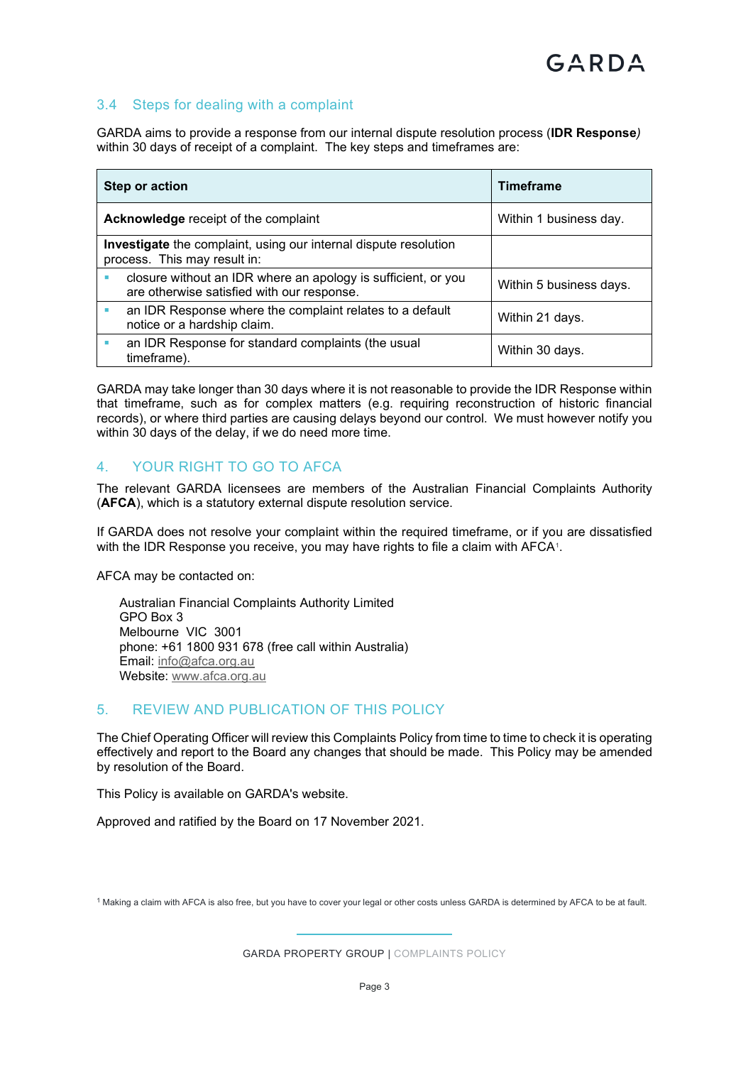### 3.4 Steps for dealing with a complaint

GARDA aims to provide a response from our internal dispute resolution process (**IDR Response***)* within 30 days of receipt of a complaint. The key steps and timeframes are:

| **Step or action** | **Timeframe** |
|---|---|
| **Acknowledge** receipt of the complaint | Within 1 business day. |
| **Investigate** the complaint, using our internal dispute resolution process. This may result in: | |
| ▪ closure without an IDR where an apology is sufficient, or you are otherwise satisfied with our response. | Within 5 business days. |
| ▪ an IDR Response where the complaint relates to a default notice or a hardship claim. | Within 21 days. |
| ▪ an IDR Response for standard complaints (the usual timeframe). | Within 30 days. |

GARDA may take longer than 30 days where it is not reasonable to provide the IDR Response within that timeframe, such as for complex matters (e.g. requiring reconstruction of historic financial records), or where third parties are causing delays beyond our control. We must however notify you within 30 days of the delay, if we do need more time.

## 4. YOUR RIGHT TO GO TO AFCA

The relevant GARDA licensees are members of the Australian Financial Complaints Authority (**AFCA**), which is a statutory external dispute resolution service.

If GARDA does not resolve your complaint within the required timeframe, or if you are dissatisfied with the IDR Response you receive, you may have rights to file a claim with AFCA[1].

AFCA may be contacted on:

Australian Financial Complaints Authority Limited
GPO Box 3
Melbourne VIC 3001
phone: +61 1800 931 678 (free call within Australia)
Email: info@afca.org.au
Website: www.afca.org.au

## 5. REVIEW AND PUBLICATION OF THIS POLICY

The Chief Operating Officer will review this Complaints Policy from time to time to check it is operating effectively and report to the Board any changes that should be made. This Policy may be amended by resolution of the Board.

This Policy is available on GARDA's website.

Approved and ratified by the Board on 17 November 2021.

[1] Making a claim with AFCA is also free, but you have to cover your legal or other costs unless GARDA is determined by AFCA to be at fault.